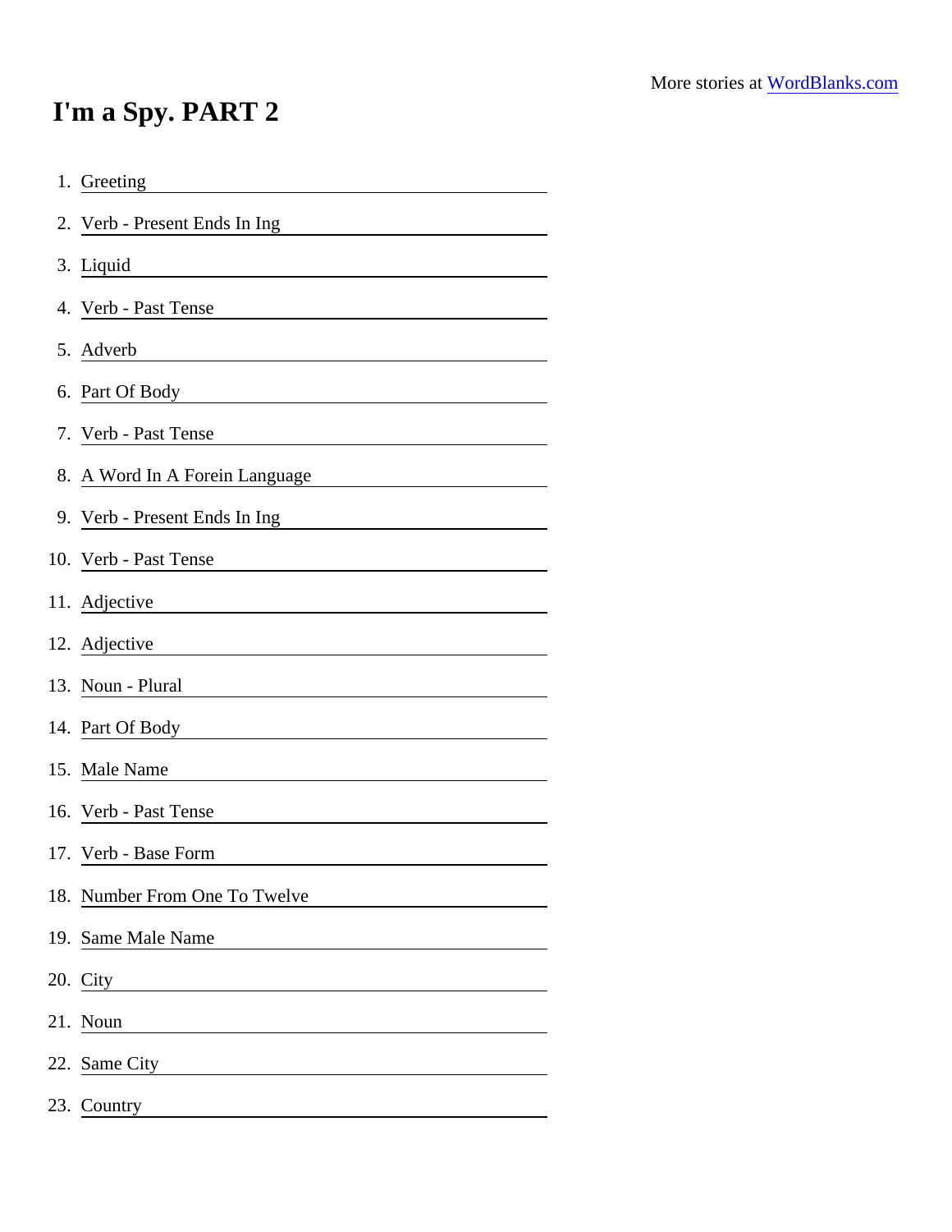More stories at [WordBlanks.com](https://www.wordblanks.com)

# I'm a Spy. PART 2

1. Greeting ________________
2. Verb - Present Ends In Ing ________________
3. Liquid ________________
4. Verb - Past Tense ________________
5. Adverb ________________
6. Part Of Body ________________
7. Verb - Past Tense ________________
8. A Word In A Forein Language ________________
9. Verb - Present Ends In Ing ________________
10. Verb - Past Tense ________________
11. Adjective ________________
12. Adjective ________________
13. Noun - Plural ________________
14. Part Of Body ________________
15. Male Name ________________
16. Verb - Past Tense ________________
17. Verb - Base Form ________________
18. Number From One To Twelve ________________
19. Same Male Name ________________
20. City ________________
21. Noun ________________
22. Same City ________________
23. Country ________________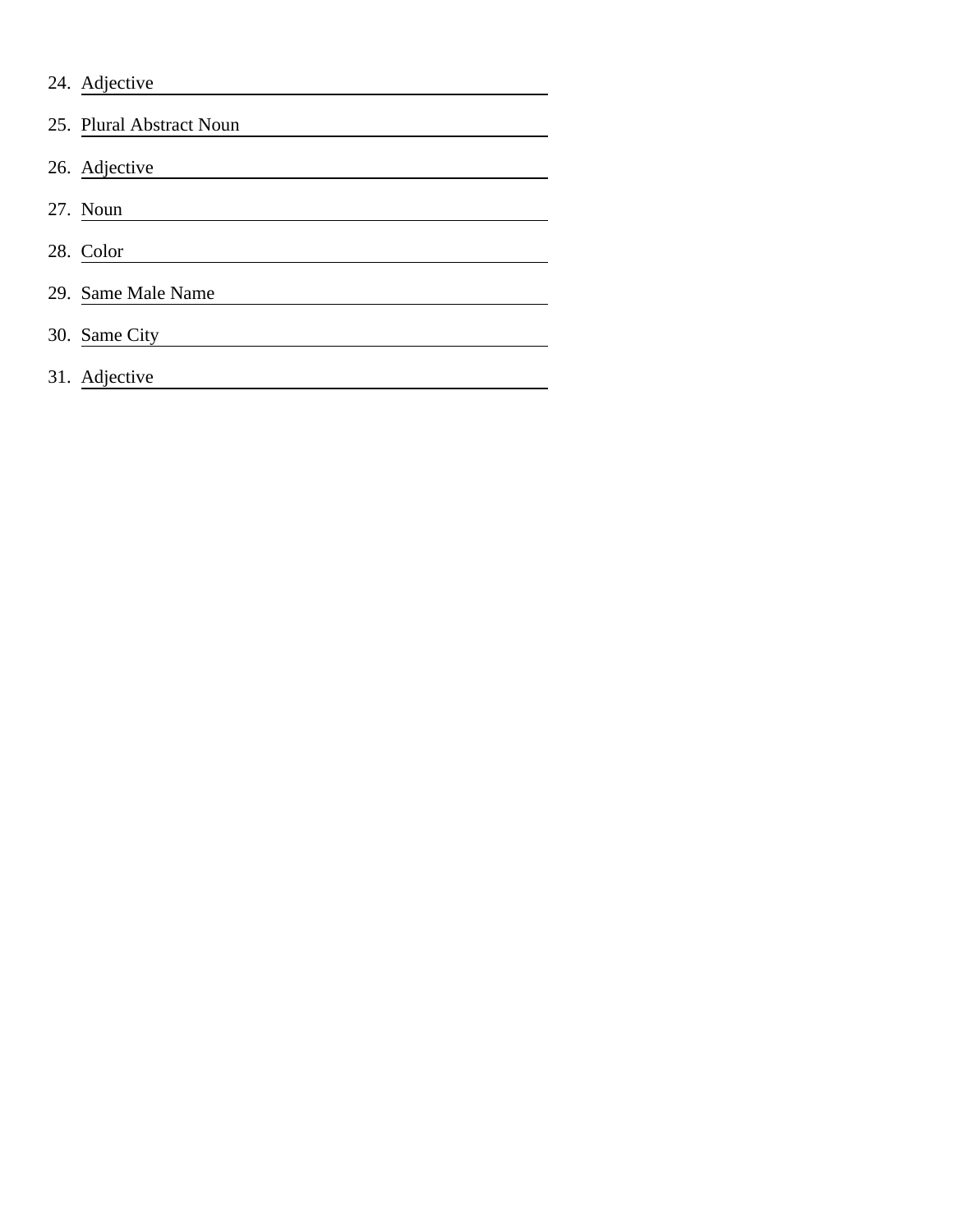24. Adjective \_\_\_\_\_\_\_\_\_\_\_\_\_\_\_\_\_\_\_\_\_\_\_\_\_\_\_\_\_\_
25. Plural Abstract Noun \_\_\_\_\_\_\_\_\_\_\_\_\_\_\_\_\_\_\_\_\_\_\_\_
26. Adjective \_\_\_\_\_\_\_\_\_\_\_\_\_\_\_\_\_\_\_\_\_\_\_\_\_\_\_\_\_\_
27. Noun \_\_\_\_\_\_\_\_\_\_\_\_\_\_\_\_\_\_\_\_\_\_\_\_\_\_\_\_\_\_\_\_\_\_
28. Color \_\_\_\_\_\_\_\_\_\_\_\_\_\_\_\_\_\_\_\_\_\_\_\_\_\_\_\_\_\_\_\_\_\_
29. Same Male Name \_\_\_\_\_\_\_\_\_\_\_\_\_\_\_\_\_\_\_\_\_\_\_\_\_\_\_
30. Same City \_\_\_\_\_\_\_\_\_\_\_\_\_\_\_\_\_\_\_\_\_\_\_\_\_\_\_\_\_\_\_
31. Adjective \_\_\_\_\_\_\_\_\_\_\_\_\_\_\_\_\_\_\_\_\_\_\_\_\_\_\_\_\_\_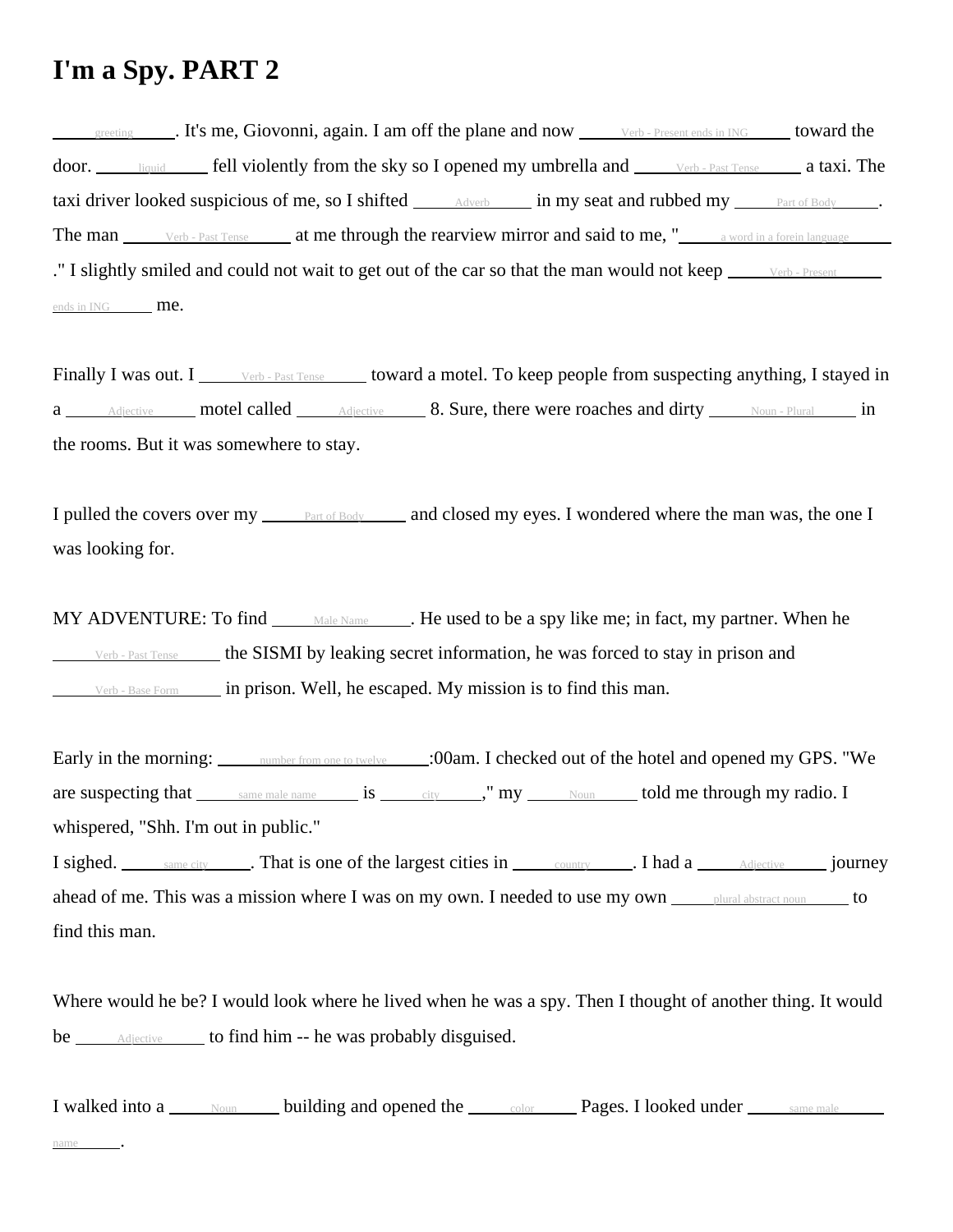# I'm a Spy. PART 2

\_\_\_\_\_greeting\_\_\_\_\_. It's me, Giovonni, again. I am off the plane and now \_\_\_\_\_Verb - Present ends in ING\_\_\_\_\_ toward the door. \_\_\_\_\_liquid\_\_\_\_\_ fell violently from the sky so I opened my umbrella and \_\_\_\_\_Verb - Past Tense\_\_\_\_\_ a taxi. The taxi driver looked suspicious of me, so I shifted \_\_\_\_\_Adverb\_\_\_\_\_ in my seat and rubbed my \_\_\_\_\_Part of Body\_\_\_\_\_. The man \_\_\_\_\_Verb - Past Tense\_\_\_\_\_ at me through the rearview mirror and said to me, "\_\_\_\_\_a word in a forein language\_\_\_\_\_." I slightly smiled and could not wait to get out of the car so that the man would not keep \_\_\_\_\_Verb - Present ends in ING\_\_\_\_\_ me.

Finally I was out. I \_\_\_\_\_Verb - Past Tense\_\_\_\_\_ toward a motel. To keep people from suspecting anything, I stayed in a \_\_\_\_\_Adjective\_\_\_\_\_ motel called \_\_\_\_\_Adjective\_\_\_\_\_ 8. Sure, there were roaches and dirty \_\_\_\_\_Noun - Plural\_\_\_\_\_ in the rooms. But it was somewhere to stay.

I pulled the covers over my \_\_\_\_\_Part of Body\_\_\_\_\_ and closed my eyes. I wondered where the man was, the one I was looking for.

MY ADVENTURE: To find \_\_\_\_\_Male Name\_\_\_\_\_. He used to be a spy like me; in fact, my partner. When he \_\_\_\_\_Verb - Past Tense\_\_\_\_\_ the SISMI by leaking secret information, he was forced to stay in prison and \_\_\_\_\_Verb - Base Form\_\_\_\_\_ in prison. Well, he escaped. My mission is to find this man.

Early in the morning: \_\_\_\_\_number from one to twelve\_\_\_\_\_:00am. I checked out of the hotel and opened my GPS. "We are suspecting that \_\_\_\_\_same male name\_\_\_\_\_ is \_\_\_\_\_city\_\_\_\_\_," my \_\_\_\_\_Noun\_\_\_\_\_ told me through my radio. I whispered, "Shh. I'm out in public."
I sighed. \_\_\_\_\_same city\_\_\_\_\_. That is one of the largest cities in \_\_\_\_\_country\_\_\_\_\_. I had a \_\_\_\_\_Adjective\_\_\_\_\_ journey ahead of me. This was a mission where I was on my own. I needed to use my own \_\_\_\_\_plural abstract noun\_\_\_\_\_ to find this man.

Where would he be? I would look where he lived when he was a spy. Then I thought of another thing. It would be \_\_\_\_\_Adjective\_\_\_\_\_ to find him -- he was probably disguised.

I walked into a \_\_\_\_\_Noun\_\_\_\_\_ building and opened the \_\_\_\_\_color\_\_\_\_\_ Pages. I looked under \_\_\_\_\_same male name\_\_\_\_\_.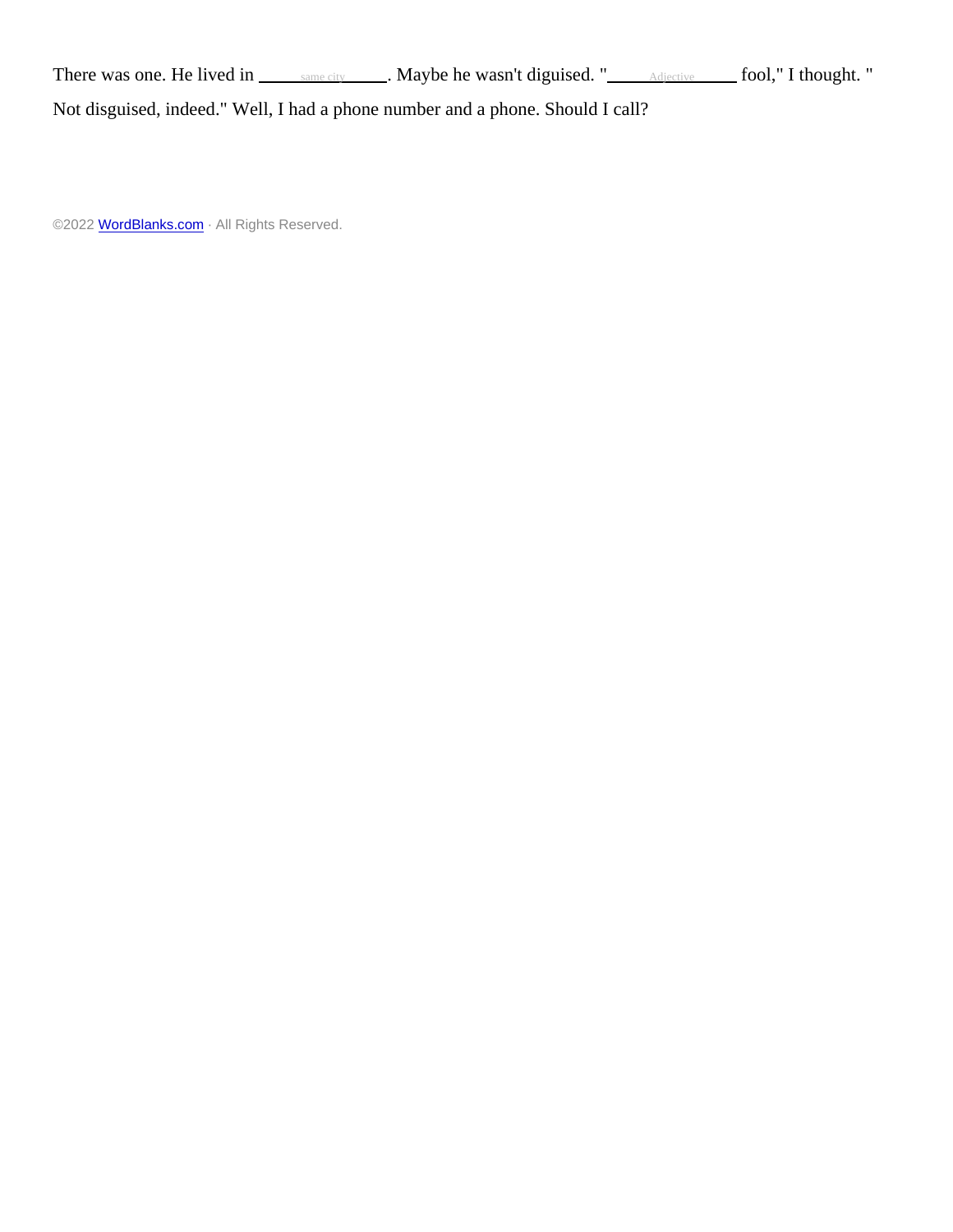There was one. He lived in \_\_\_\_\_same city\_\_\_\_\_. Maybe he wasn't diguised. "\_\_\_\_\_Adjective\_\_\_\_\_ fool," I thought. " Not disguised, indeed." Well, I had a phone number and a phone. Should I call?

©2022 [WordBlanks.com](https://wordblanks.com) · All Rights Reserved.